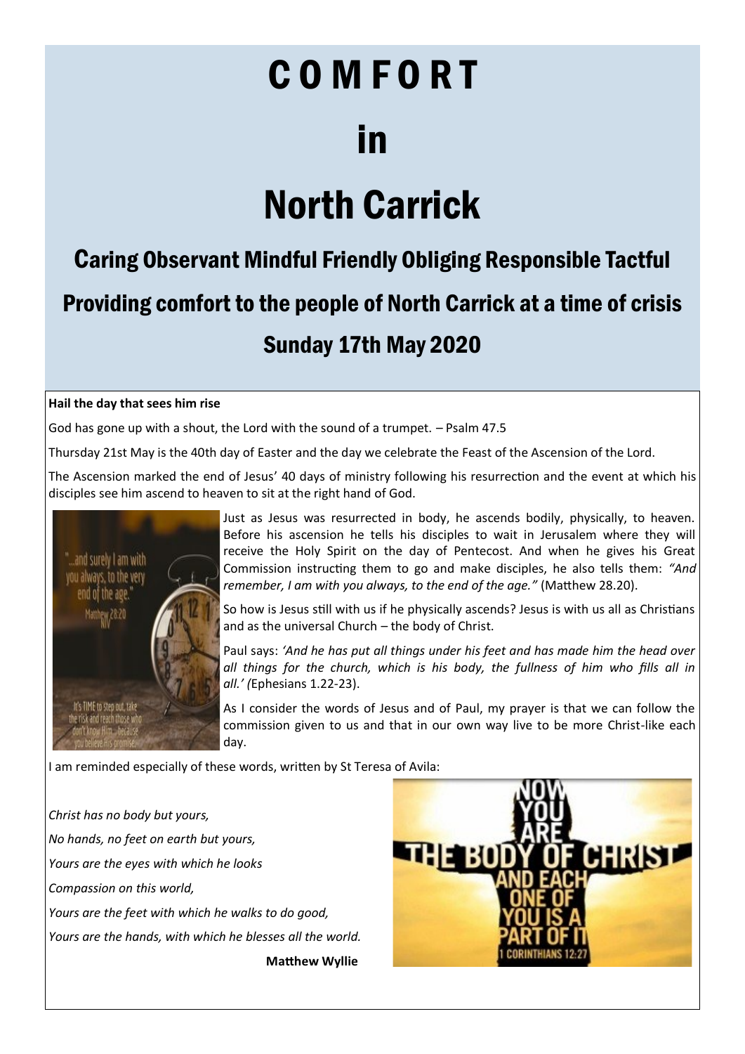# COMFORT

# in

# North Carrick

## Caring Observant Mindful Friendly Obliging Responsible Tactful

## Providing comfort to the people of North Carrick at a time of crisis

## Sunday 17th May 2020

**Hail the day that sees him rise**

God has gone up with a shout, the Lord with the sound of a trumpet. – Psalm 47.5

Thursday 21st May is the 40th day of Easter and the day we celebrate the Feast of the Ascension of the Lord.

The Ascension marked the end of Jesus' 40 days of ministry following his resurrection and the event at which his disciples see him ascend to heaven to sit at the right hand of God.

Just as Jesus was resurrected in body, he ascends bodily, physically, to heaven. Before his ascension he tells his disciples to wait in Jerusalem where they will receive the Holy Spirit on the day of Pentecost. And when he gives his Great Commission instructing them to go and make disciples, he also tells them: *"And remember, I am with you always, to the end of the age."* (Matthew 28.20).

So how is Jesus still with us if he physically ascends? Jesus is with us all as Christians and as the universal Church – the body of Christ.

Paul says: *'And he has put all things under his feet and has made him the head over all things for the church, which is his body, the fullness of him who fills all in all.' (*Ephesians 1.22-23).

As I consider the words of Jesus and of Paul, my prayer is that we can follow the commission given to us and that in our own way live to be more Christ-like each day.

I am reminded especially of these words, written by St Teresa of Avila:

*Christ has no body but yours,*
*No hands, no feet on earth but yours,*
*Yours are the eyes with which he looks*
*Compassion on this world,*
*Yours are the feet with which he walks to do good,*
*Yours are the hands, with which he blesses all the world.*

**Matthew Wyllie**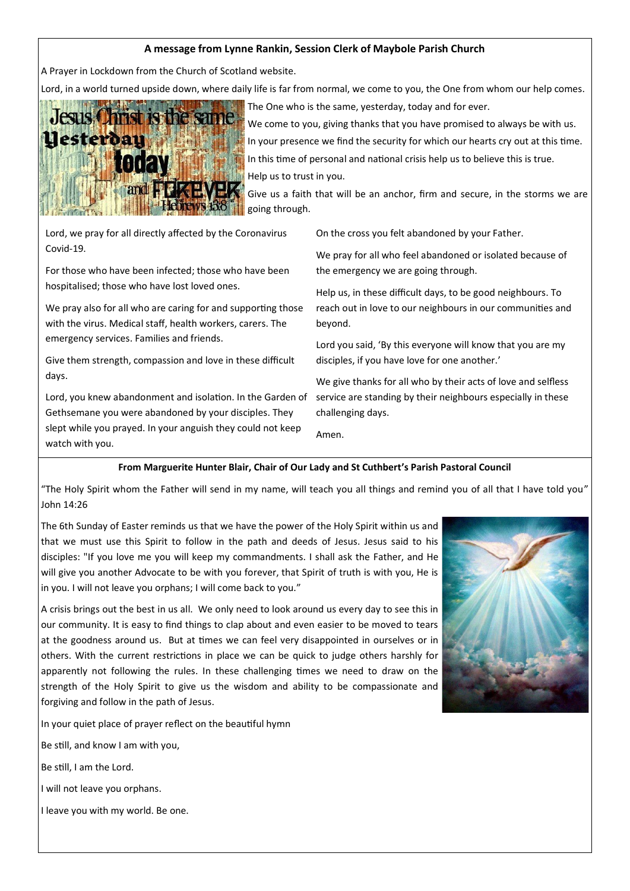**A message from Lynne Rankin, Session Clerk of Maybole Parish Church**

A Prayer in Lockdown from the Church of Scotland website.

Lord, in a world turned upside down, where daily life is far from normal, we come to you, the One from whom our help comes.

The One who is the same, yesterday, today and for ever.

We come to you, giving thanks that you have promised to always be with us.

In your presence we find the security for which our hearts cry out at this time.

In this time of personal and national crisis help us to believe this is true.

Help us to trust in you.

Give us a faith that will be an anchor, firm and secure, in the storms we are going through.

Lord, we pray for all directly affected by the Coronavirus Covid-19.

For those who have been infected; those who have been hospitalised; those who have lost loved ones.

We pray also for all who are caring for and supporting those with the virus. Medical staff, health workers, carers. The emergency services. Families and friends.

Give them strength, compassion and love in these difficult days.

Lord, you knew abandonment and isolation. In the Garden of Gethsemane you were abandoned by your disciples. They slept while you prayed. In your anguish they could not keep watch with you.

On the cross you felt abandoned by your Father.

We pray for all who feel abandoned or isolated because of the emergency we are going through.

Help us, in these difficult days, to be good neighbours. To reach out in love to our neighbours in our communities and beyond.

Lord you said, 'By this everyone will know that you are my disciples, if you have love for one another.'

We give thanks for all who by their acts of love and selfless service are standing by their neighbours especially in these challenging days.

Amen.

**From Marguerite Hunter Blair, Chair of Our Lady and St Cuthbert's Parish Pastoral Council**

"The Holy Spirit whom the Father will send in my name, will teach you all things and remind you of all that I have told you" John 14:26

The 6th Sunday of Easter reminds us that we have the power of the Holy Spirit within us and that we must use this Spirit to follow in the path and deeds of Jesus. Jesus said to his disciples: "If you love me you will keep my commandments. I shall ask the Father, and He will give you another Advocate to be with you forever, that Spirit of truth is with you, He is in you. I will not leave you orphans; I will come back to you."

A crisis brings out the best in us all. We only need to look around us every day to see this in our community. It is easy to find things to clap about and even easier to be moved to tears at the goodness around us. But at times we can feel very disappointed in ourselves or in others. With the current restrictions in place we can be quick to judge others harshly for apparently not following the rules. In these challenging times we need to draw on the strength of the Holy Spirit to give us the wisdom and ability to be compassionate and forgiving and follow in the path of Jesus.

In your quiet place of prayer reflect on the beautiful hymn

Be still, and know I am with you,

Be still, I am the Lord.

I will not leave you orphans.

I leave you with my world. Be one.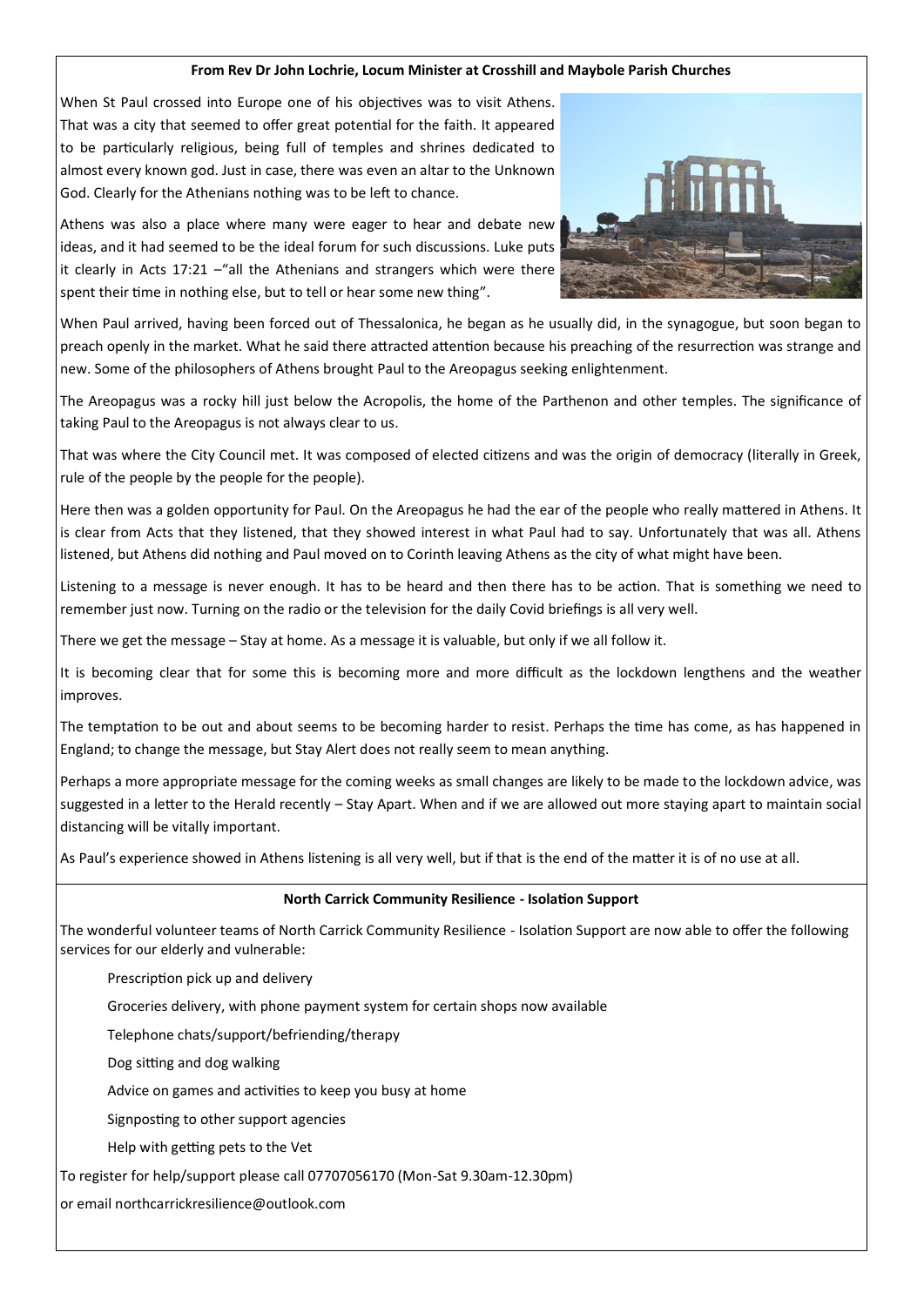**From Rev Dr John Lochrie, Locum Minister at Crosshill and Maybole Parish Churches**

When St Paul crossed into Europe one of his objectives was to visit Athens. That was a city that seemed to offer great potential for the faith. It appeared to be particularly religious, being full of temples and shrines dedicated to almost every known god. Just in case, there was even an altar to the Unknown God. Clearly for the Athenians nothing was to be left to chance.

Athens was also a place where many were eager to hear and debate new ideas, and it had seemed to be the ideal forum for such discussions. Luke puts it clearly in Acts 17:21 –"all the Athenians and strangers which were there spent their time in nothing else, but to tell or hear some new thing".

When Paul arrived, having been forced out of Thessalonica, he began as he usually did, in the synagogue, but soon began to preach openly in the market. What he said there attracted attention because his preaching of the resurrection was strange and new. Some of the philosophers of Athens brought Paul to the Areopagus seeking enlightenment.

The Areopagus was a rocky hill just below the Acropolis, the home of the Parthenon and other temples. The significance of taking Paul to the Areopagus is not always clear to us.

That was where the City Council met. It was composed of elected citizens and was the origin of democracy (literally in Greek, rule of the people by the people for the people).

Here then was a golden opportunity for Paul. On the Areopagus he had the ear of the people who really mattered in Athens. It is clear from Acts that they listened, that they showed interest in what Paul had to say. Unfortunately that was all. Athens listened, but Athens did nothing and Paul moved on to Corinth leaving Athens as the city of what might have been.

Listening to a message is never enough. It has to be heard and then there has to be action. That is something we need to remember just now. Turning on the radio or the television for the daily Covid briefings is all very well.

There we get the message – Stay at home. As a message it is valuable, but only if we all follow it.

It is becoming clear that for some this is becoming more and more difficult as the lockdown lengthens and the weather improves.

The temptation to be out and about seems to be becoming harder to resist. Perhaps the time has come, as has happened in England; to change the message, but Stay Alert does not really seem to mean anything.

Perhaps a more appropriate message for the coming weeks as small changes are likely to be made to the lockdown advice, was suggested in a letter to the Herald recently – Stay Apart. When and if we are allowed out more staying apart to maintain social distancing will be vitally important.

As Paul's experience showed in Athens listening is all very well, but if that is the end of the matter it is of no use at all.

**North Carrick Community Resilience - Isolation Support**

The wonderful volunteer teams of North Carrick Community Resilience - Isolation Support are now able to offer the following services for our elderly and vulnerable:

- Prescription pick up and delivery
- Groceries delivery, with phone payment system for certain shops now available
- Telephone chats/support/befriending/therapy
- Dog sitting and dog walking
- Advice on games and activities to keep you busy at home
- Signposting to other support agencies
- Help with getting pets to the Vet

To register for help/support please call 07707056170 (Mon-Sat 9.30am-12.30pm)

or email northcarrickresilience@outlook.com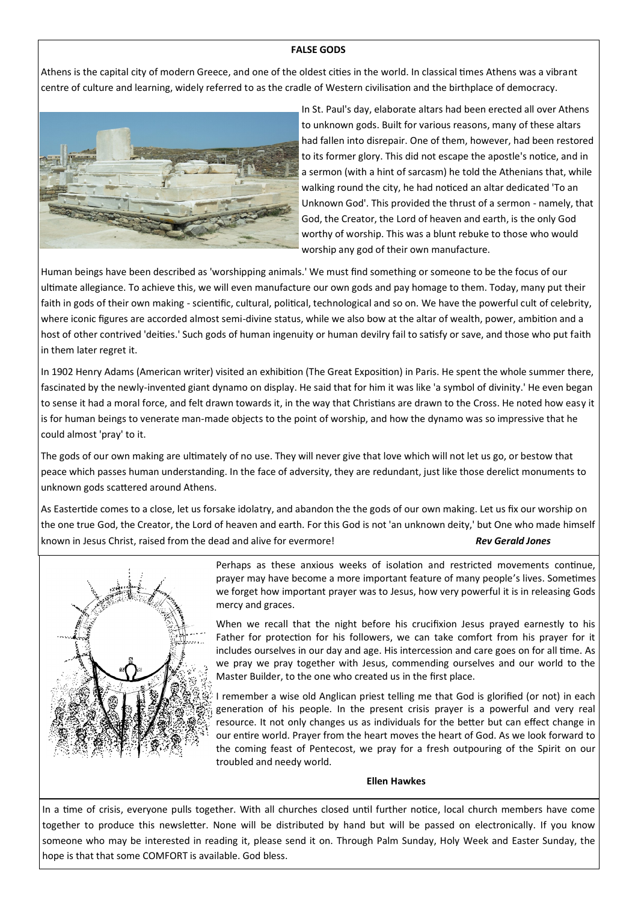## FALSE GODS

Athens is the capital city of modern Greece, and one of the oldest cities in the world. In classical times Athens was a vibrant centre of culture and learning, widely referred to as the cradle of Western civilisation and the birthplace of democracy.

In St. Paul's day, elaborate altars had been erected all over Athens to unknown gods. Built for various reasons, many of these altars had fallen into disrepair. One of them, however, had been restored to its former glory. This did not escape the apostle's notice, and in a sermon (with a hint of sarcasm) he told the Athenians that, while walking round the city, he had noticed an altar dedicated 'To an Unknown God'. This provided the thrust of a sermon - namely, that God, the Creator, the Lord of heaven and earth, is the only God worthy of worship. This was a blunt rebuke to those who would worship any god of their own manufacture.

Human beings have been described as 'worshipping animals.' We must find something or someone to be the focus of our ultimate allegiance. To achieve this, we will even manufacture our own gods and pay homage to them. Today, many put their faith in gods of their own making - scientific, cultural, political, technological and so on. We have the powerful cult of celebrity, where iconic figures are accorded almost semi-divine status, while we also bow at the altar of wealth, power, ambition and a host of other contrived 'deities.' Such gods of human ingenuity or human devilry fail to satisfy or save, and those who put faith in them later regret it.

In 1902 Henry Adams (American writer) visited an exhibition (The Great Exposition) in Paris. He spent the whole summer there, fascinated by the newly-invented giant dynamo on display. He said that for him it was like 'a symbol of divinity.' He even began to sense it had a moral force, and felt drawn towards it, in the way that Christians are drawn to the Cross. He noted how easy it is for human beings to venerate man-made objects to the point of worship, and how the dynamo was so impressive that he could almost 'pray' to it.

The gods of our own making are ultimately of no use. They will never give that love which will not let us go, or bestow that peace which passes human understanding. In the face of adversity, they are redundant, just like those derelict monuments to unknown gods scattered around Athens.

As Eastertide comes to a close, let us forsake idolatry, and abandon the the gods of our own making. Let us fix our worship on the one true God, the Creator, the Lord of heaven and earth. For this God is not 'an unknown deity,' but One who made himself known in Jesus Christ, raised from the dead and alive for evermore!

***Rev Gerald Jones***

Perhaps as these anxious weeks of isolation and restricted movements continue, prayer may have become a more important feature of many people's lives. Sometimes we forget how important prayer was to Jesus, how very powerful it is in releasing Gods mercy and graces.

When we recall that the night before his crucifixion Jesus prayed earnestly to his Father for protection for his followers, we can take comfort from his prayer for it includes ourselves in our day and age. His intercession and care goes on for all time. As we pray we pray together with Jesus, commending ourselves and our world to the Master Builder, to the one who created us in the first place.

I remember a wise old Anglican priest telling me that God is glorified (or not) in each generation of his people. In the present crisis prayer is a powerful and very real resource. It not only changes us as individuals for the better but can effect change in our entire world. Prayer from the heart moves the heart of God. As we look forward to the coming feast of Pentecost, we pray for a fresh outpouring of the Spirit on our troubled and needy world.

**Ellen Hawkes**

In a time of crisis, everyone pulls together. With all churches closed until further notice, local church members have come together to produce this newsletter. None will be distributed by hand but will be passed on electronically. If you know someone who may be interested in reading it, please send it on. Through Palm Sunday, Holy Week and Easter Sunday, the hope is that that some COMFORT is available. God bless.